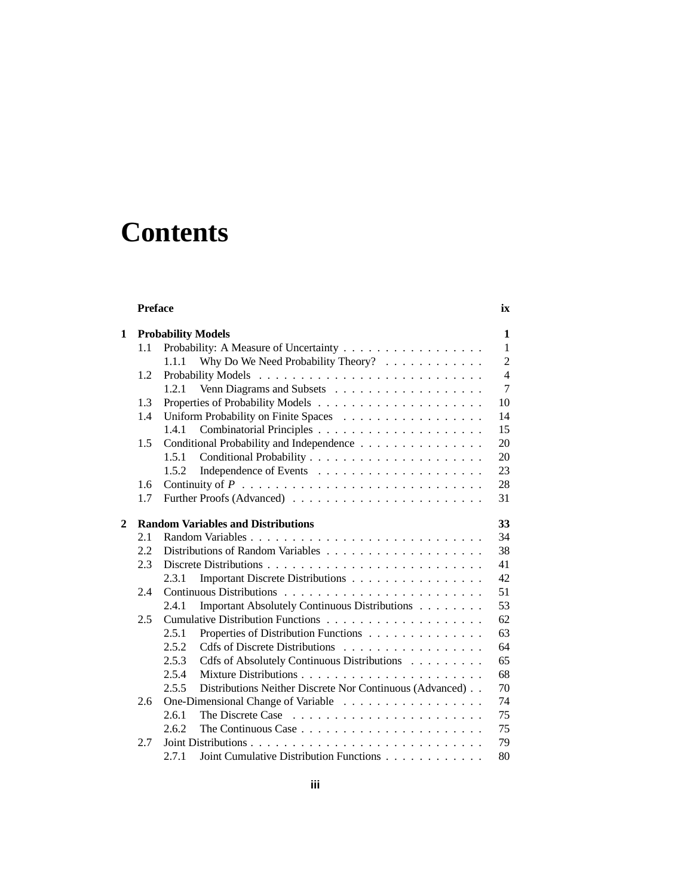# Contents

| | | | |
|---|---|---|---|
| | **Preface** | | **ix** |
| **1** | **Probability Models** | | **1** |
| | 1.1 | Probability: A Measure of Uncertainty | 1 |
| | | 1.1.1 Why Do We Need Probability Theory? | 2 |
| | 1.2 | Probability Models | 4 |
| | | 1.2.1 Venn Diagrams and Subsets | 7 |
| | 1.3 | Properties of Probability Models | 10 |
| | 1.4 | Uniform Probability on Finite Spaces | 14 |
| | | 1.4.1 Combinatorial Principles | 15 |
| | 1.5 | Conditional Probability and Independence | 20 |
| | | 1.5.1 Conditional Probability | 20 |
| | | 1.5.2 Independence of Events | 23 |
| | 1.6 | Continuity of $P$ | 28 |
| | 1.7 | Further Proofs (Advanced) | 31 |
| **2** | **Random Variables and Distributions** | | **33** |
| | 2.1 | Random Variables | 34 |
| | 2.2 | Distributions of Random Variables | 38 |
| | 2.3 | Discrete Distributions | 41 |
| | | 2.3.1 Important Discrete Distributions | 42 |
| | 2.4 | Continuous Distributions | 51 |
| | | 2.4.1 Important Absolutely Continuous Distributions | 53 |
| | 2.5 | Cumulative Distribution Functions | 62 |
| | | 2.5.1 Properties of Distribution Functions | 63 |
| | | 2.5.2 Cdfs of Discrete Distributions | 64 |
| | | 2.5.3 Cdfs of Absolutely Continuous Distributions | 65 |
| | | 2.5.4 Mixture Distributions | 68 |
| | | 2.5.5 Distributions Neither Discrete Nor Continuous (Advanced) | 70 |
| | 2.6 | One-Dimensional Change of Variable | 74 |
| | | 2.6.1 The Discrete Case | 75 |
| | | 2.6.2 The Continuous Case | 75 |
| | 2.7 | Joint Distributions | 79 |
| | | 2.7.1 Joint Cumulative Distribution Functions | 80 |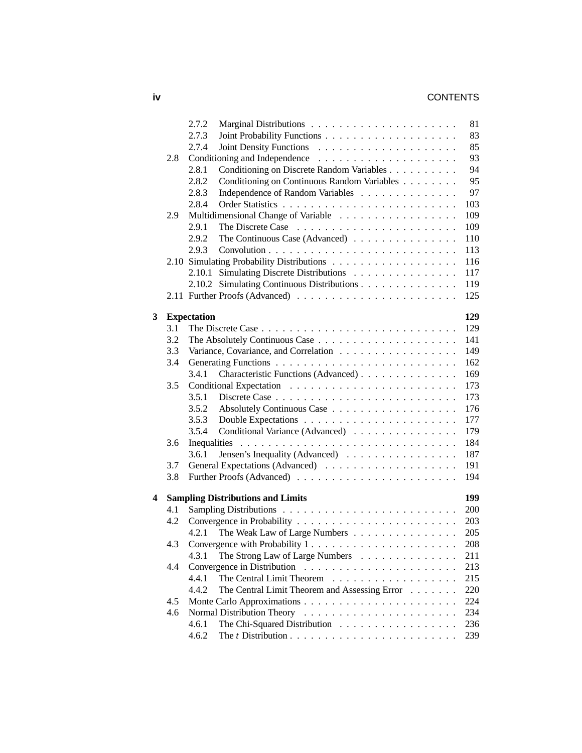| | | | |
|---|---|---|---|
| | 2.7.2 | Marginal Distributions | 81 |
| | 2.7.3 | Joint Probability Functions | 83 |
| | 2.7.4 | Joint Density Functions | 85 |
| 2.8 | | Conditioning and Independence | 93 |
| | 2.8.1 | Conditioning on Discrete Random Variables | 94 |
| | 2.8.2 | Conditioning on Continuous Random Variables | 95 |
| | 2.8.3 | Independence of Random Variables | 97 |
| | 2.8.4 | Order Statistics | 103 |
| 2.9 | | Multidimensional Change of Variable | 109 |
| | 2.9.1 | The Discrete Case | 109 |
| | 2.9.2 | The Continuous Case (Advanced) | 110 |
| | 2.9.3 | Convolution | 113 |
| 2.10 | | Simulating Probability Distributions | 116 |
| | 2.10.1 | Simulating Discrete Distributions | 117 |
| | 2.10.2 | Simulating Continuous Distributions | 119 |
| 2.11 | | Further Proofs (Advanced) | 125 |

**3 Expectation** — **129**

| | | | |
|---|---|---|---|
| 3.1 | | The Discrete Case | 129 |
| 3.2 | | The Absolutely Continuous Case | 141 |
| 3.3 | | Variance, Covariance, and Correlation | 149 |
| 3.4 | | Generating Functions | 162 |
| | 3.4.1 | Characteristic Functions (Advanced) | 169 |
| 3.5 | | Conditional Expectation | 173 |
| | 3.5.1 | Discrete Case | 173 |
| | 3.5.2 | Absolutely Continuous Case | 176 |
| | 3.5.3 | Double Expectations | 177 |
| | 3.5.4 | Conditional Variance (Advanced) | 179 |
| 3.6 | | Inequalities | 184 |
| | 3.6.1 | Jensen's Inequality (Advanced) | 187 |
| 3.7 | | General Expectations (Advanced) | 191 |
| 3.8 | | Further Proofs (Advanced) | 194 |

**4 Sampling Distributions and Limits** — **199**

| | | | |
|---|---|---|---|
| 4.1 | | Sampling Distributions | 200 |
| 4.2 | | Convergence in Probability | 203 |
| | 4.2.1 | The Weak Law of Large Numbers | 205 |
| 4.3 | | Convergence with Probability 1 | 208 |
| | 4.3.1 | The Strong Law of Large Numbers | 211 |
| 4.4 | | Convergence in Distribution | 213 |
| | 4.4.1 | The Central Limit Theorem | 215 |
| | 4.4.2 | The Central Limit Theorem and Assessing Error | 220 |
| 4.5 | | Monte Carlo Approximations | 224 |
| 4.6 | | Normal Distribution Theory | 234 |
| | 4.6.1 | The Chi-Squared Distribution | 236 |
| | 4.6.2 | The $t$ Distribution | 239 |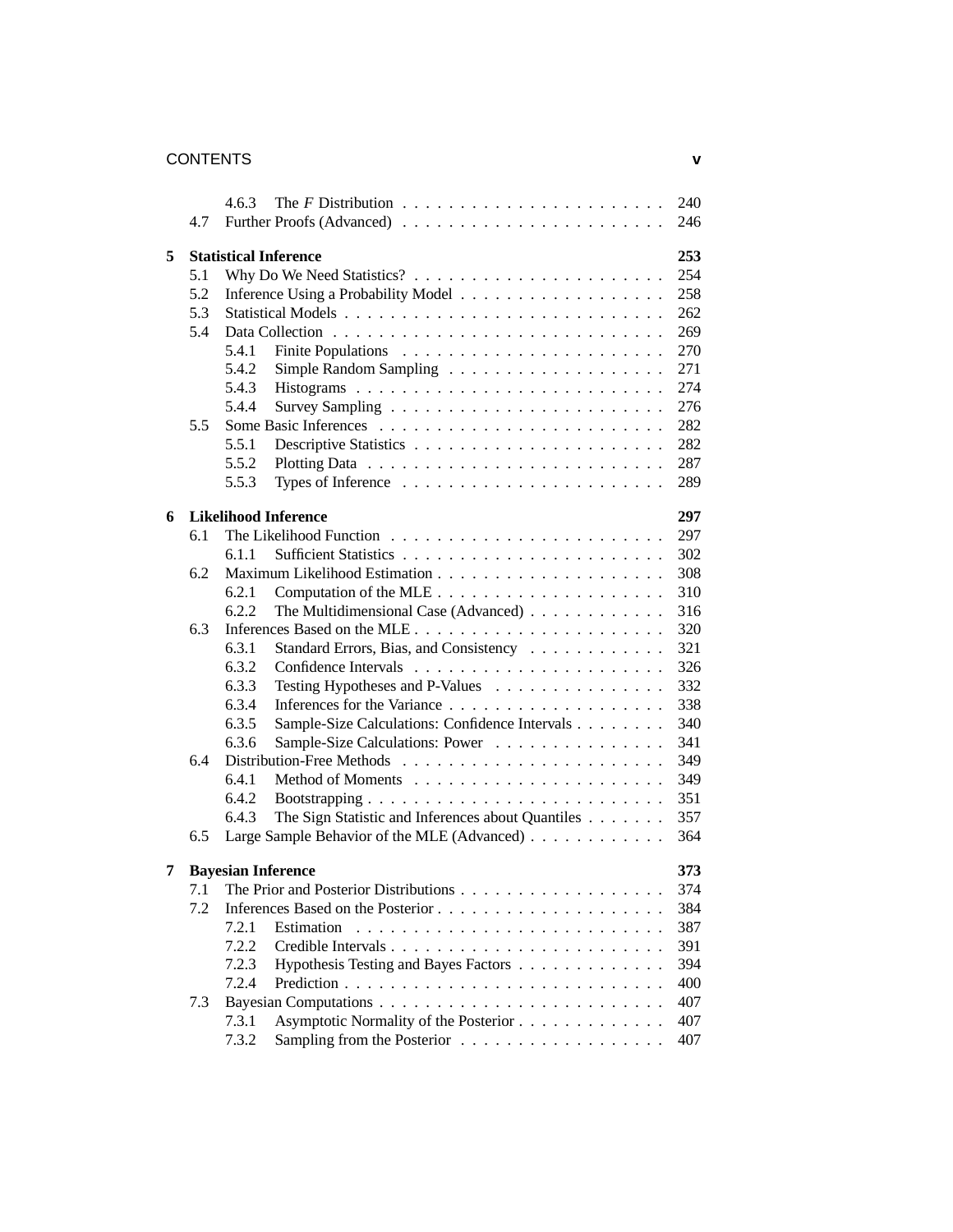| | | | |
|---|---|---|---|
| | 4.6.3 | The $F$ Distribution | 240 |
| 4.7 | | Further Proofs (Advanced) | 246 |
| **5** | | **Statistical Inference** | **253** |
| 5.1 | | Why Do We Need Statistics? | 254 |
| 5.2 | | Inference Using a Probability Model | 258 |
| 5.3 | | Statistical Models | 262 |
| 5.4 | | Data Collection | 269 |
| | 5.4.1 | Finite Populations | 270 |
| | 5.4.2 | Simple Random Sampling | 271 |
| | 5.4.3 | Histograms | 274 |
| | 5.4.4 | Survey Sampling | 276 |
| 5.5 | | Some Basic Inferences | 282 |
| | 5.5.1 | Descriptive Statistics | 282 |
| | 5.5.2 | Plotting Data | 287 |
| | 5.5.3 | Types of Inference | 289 |
| **6** | | **Likelihood Inference** | **297** |
| 6.1 | | The Likelihood Function | 297 |
| | 6.1.1 | Sufficient Statistics | 302 |
| 6.2 | | Maximum Likelihood Estimation | 308 |
| | 6.2.1 | Computation of the MLE | 310 |
| | 6.2.2 | The Multidimensional Case (Advanced) | 316 |
| 6.3 | | Inferences Based on the MLE | 320 |
| | 6.3.1 | Standard Errors, Bias, and Consistency | 321 |
| | 6.3.2 | Confidence Intervals | 326 |
| | 6.3.3 | Testing Hypotheses and P-Values | 332 |
| | 6.3.4 | Inferences for the Variance | 338 |
| | 6.3.5 | Sample-Size Calculations: Confidence Intervals | 340 |
| | 6.3.6 | Sample-Size Calculations: Power | 341 |
| 6.4 | | Distribution-Free Methods | 349 |
| | 6.4.1 | Method of Moments | 349 |
| | 6.4.2 | Bootstrapping | 351 |
| | 6.4.3 | The Sign Statistic and Inferences about Quantiles | 357 |
| 6.5 | | Large Sample Behavior of the MLE (Advanced) | 364 |
| **7** | | **Bayesian Inference** | **373** |
| 7.1 | | The Prior and Posterior Distributions | 374 |
| 7.2 | | Inferences Based on the Posterior | 384 |
| | 7.2.1 | Estimation | 387 |
| | 7.2.2 | Credible Intervals | 391 |
| | 7.2.3 | Hypothesis Testing and Bayes Factors | 394 |
| | 7.2.4 | Prediction | 400 |
| 7.3 | | Bayesian Computations | 407 |
| | 7.3.1 | Asymptotic Normality of the Posterior | 407 |
| | 7.3.2 | Sampling from the Posterior | 407 |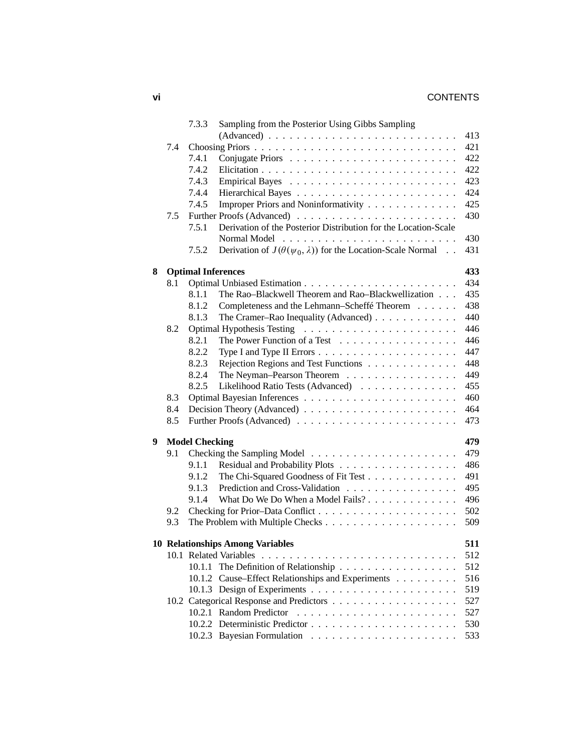7.3.3 Sampling from the Posterior Using Gibbs Sampling (Advanced) . . . . . . . . . . . . . . . . . . . . . . . . . 413

7.4 Choosing Priors . . . . . . . . . . . . . . . . . . . . . . . . . . . . 421

7.4.1 Conjugate Priors . . . . . . . . . . . . . . . . . . . . . . . 422

7.4.2 Elicitation . . . . . . . . . . . . . . . . . . . . . . . . . . . 422

7.4.3 Empirical Bayes . . . . . . . . . . . . . . . . . . . . . . . 423

7.4.4 Hierarchical Bayes . . . . . . . . . . . . . . . . . . . . . . 424

7.4.5 Improper Priors and Noninformativity . . . . . . . . . . . . 425

7.5 Further Proofs (Advanced) . . . . . . . . . . . . . . . . . . . . . . 430

7.5.1 Derivation of the Posterior Distribution for the Location-Scale Normal Model . . . . . . . . . . . . . . . . . . . . . . . . 430

7.5.2 Derivation of $J(\theta(\psi_0, \lambda))$ for the Location-Scale Normal . . 431

**8 Optimal Inferences** **433**

8.1 Optimal Unbiased Estimation . . . . . . . . . . . . . . . . . . . . . 434

8.1.1 The Rao–Blackwell Theorem and Rao–Blackwellization . . . 435

8.1.2 Completeness and the Lehmann–Scheffé Theorem . . . . . . 438

8.1.3 The Cramer–Rao Inequality (Advanced) . . . . . . . . . . . 440

8.2 Optimal Hypothesis Testing . . . . . . . . . . . . . . . . . . . . . 446

8.2.1 The Power Function of a Test . . . . . . . . . . . . . . . . . 446

8.2.2 Type I and Type II Errors . . . . . . . . . . . . . . . . . . . . 447

8.2.3 Rejection Regions and Test Functions . . . . . . . . . . . . . 448

8.2.4 The Neyman–Pearson Theorem . . . . . . . . . . . . . . . . 449

8.2.5 Likelihood Ratio Tests (Advanced) . . . . . . . . . . . . . . 455

8.3 Optimal Bayesian Inferences . . . . . . . . . . . . . . . . . . . . . 460

8.4 Decision Theory (Advanced) . . . . . . . . . . . . . . . . . . . . . 464

8.5 Further Proofs (Advanced) . . . . . . . . . . . . . . . . . . . . . . 473

**9 Model Checking** **479**

9.1 Checking the Sampling Model . . . . . . . . . . . . . . . . . . . . 479

9.1.1 Residual and Probability Plots . . . . . . . . . . . . . . . . . 486

9.1.2 The Chi-Squared Goodness of Fit Test . . . . . . . . . . . . . 491

9.1.3 Prediction and Cross-Validation . . . . . . . . . . . . . . . . 495

9.1.4 What Do We Do When a Model Fails? . . . . . . . . . . . . . 496

9.2 Checking for Prior–Data Conflict . . . . . . . . . . . . . . . . . . . 502

9.3 The Problem with Multiple Checks . . . . . . . . . . . . . . . . . . 509

**10 Relationships Among Variables** **511**

10.1 Related Variables . . . . . . . . . . . . . . . . . . . . . . . . . . . 512

10.1.1 The Definition of Relationship . . . . . . . . . . . . . . . . . 512

10.1.2 Cause–Effect Relationships and Experiments . . . . . . . . . 516

10.1.3 Design of Experiments . . . . . . . . . . . . . . . . . . . . . 519

10.2 Categorical Response and Predictors . . . . . . . . . . . . . . . . . 527

10.2.1 Random Predictor . . . . . . . . . . . . . . . . . . . . . . . 527

10.2.2 Deterministic Predictor . . . . . . . . . . . . . . . . . . . . . 530

10.2.3 Bayesian Formulation . . . . . . . . . . . . . . . . . . . . . 533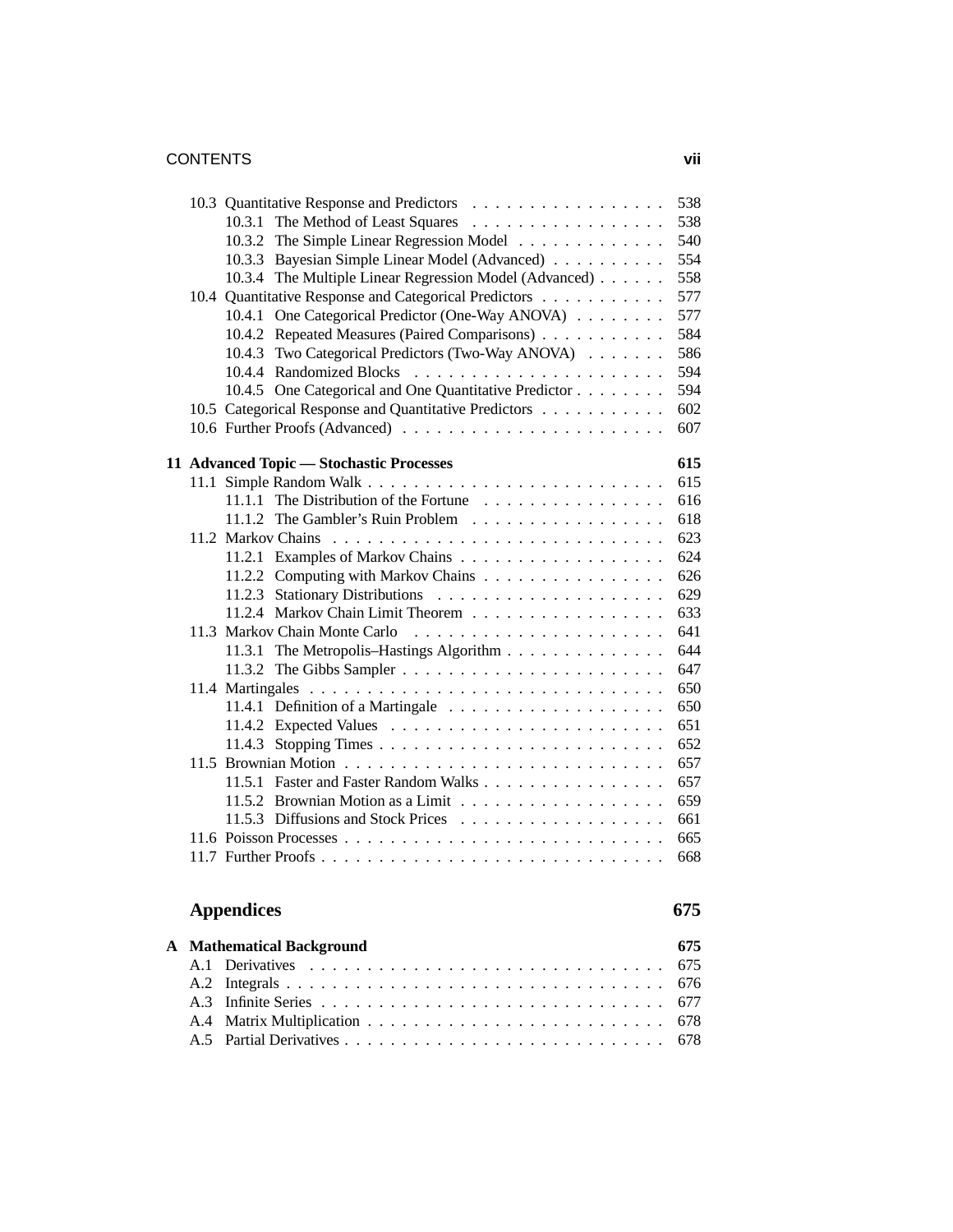10.3 Quantitative Response and Predictors . . . . . . . . . . . . . . . . . 538
    10.3.1 The Method of Least Squares . . . . . . . . . . . . . . . . . 538
    10.3.2 The Simple Linear Regression Model . . . . . . . . . . . . . 540
    10.3.3 Bayesian Simple Linear Model (Advanced) . . . . . . . . . . 554
    10.3.4 The Multiple Linear Regression Model (Advanced) . . . . . . 558
10.4 Quantitative Response and Categorical Predictors . . . . . . . . . . . 577
    10.4.1 One Categorical Predictor (One-Way ANOVA) . . . . . . . . 577
    10.4.2 Repeated Measures (Paired Comparisons) . . . . . . . . . . . 584
    10.4.3 Two Categorical Predictors (Two-Way ANOVA) . . . . . . . 586
    10.4.4 Randomized Blocks . . . . . . . . . . . . . . . . . . . . . . 594
    10.4.5 One Categorical and One Quantitative Predictor . . . . . . . . 594
10.5 Categorical Response and Quantitative Predictors . . . . . . . . . . . 602
10.6 Further Proofs (Advanced) . . . . . . . . . . . . . . . . . . . . . . 607

**11 Advanced Topic — Stochastic Processes** **615**

11.1 Simple Random Walk . . . . . . . . . . . . . . . . . . . . . . . . . . 615
    11.1.1 The Distribution of the Fortune . . . . . . . . . . . . . . . . 616
    11.1.2 The Gambler's Ruin Problem . . . . . . . . . . . . . . . . . 618
11.2 Markov Chains . . . . . . . . . . . . . . . . . . . . . . . . . . . . 623
    11.2.1 Examples of Markov Chains . . . . . . . . . . . . . . . . . . 624
    11.2.2 Computing with Markov Chains . . . . . . . . . . . . . . . . 626
    11.2.3 Stationary Distributions . . . . . . . . . . . . . . . . . . . . 629
    11.2.4 Markov Chain Limit Theorem . . . . . . . . . . . . . . . . . 633
11.3 Markov Chain Monte Carlo . . . . . . . . . . . . . . . . . . . . . . 641
    11.3.1 The Metropolis–Hastings Algorithm . . . . . . . . . . . . . . 644
    11.3.2 The Gibbs Sampler . . . . . . . . . . . . . . . . . . . . . . . 647
11.4 Martingales . . . . . . . . . . . . . . . . . . . . . . . . . . . . . . 650
    11.4.1 Definition of a Martingale . . . . . . . . . . . . . . . . . . . 650
    11.4.2 Expected Values . . . . . . . . . . . . . . . . . . . . . . . . 651
    11.4.3 Stopping Times . . . . . . . . . . . . . . . . . . . . . . . . . 652
11.5 Brownian Motion . . . . . . . . . . . . . . . . . . . . . . . . . . . 657
    11.5.1 Faster and Faster Random Walks . . . . . . . . . . . . . . . . 657
    11.5.2 Brownian Motion as a Limit . . . . . . . . . . . . . . . . . . 659
    11.5.3 Diffusions and Stock Prices . . . . . . . . . . . . . . . . . . 661
11.6 Poisson Processes . . . . . . . . . . . . . . . . . . . . . . . . . . . 665
11.7 Further Proofs . . . . . . . . . . . . . . . . . . . . . . . . . . . . . 668

## Appendices 675

**A Mathematical Background** **675**

A.1 Derivatives . . . . . . . . . . . . . . . . . . . . . . . . . . . . . . 675
A.2 Integrals . . . . . . . . . . . . . . . . . . . . . . . . . . . . . . . . 676
A.3 Infinite Series . . . . . . . . . . . . . . . . . . . . . . . . . . . . . 677
A.4 Matrix Multiplication . . . . . . . . . . . . . . . . . . . . . . . . . 678
A.5 Partial Derivatives . . . . . . . . . . . . . . . . . . . . . . . . . . . 678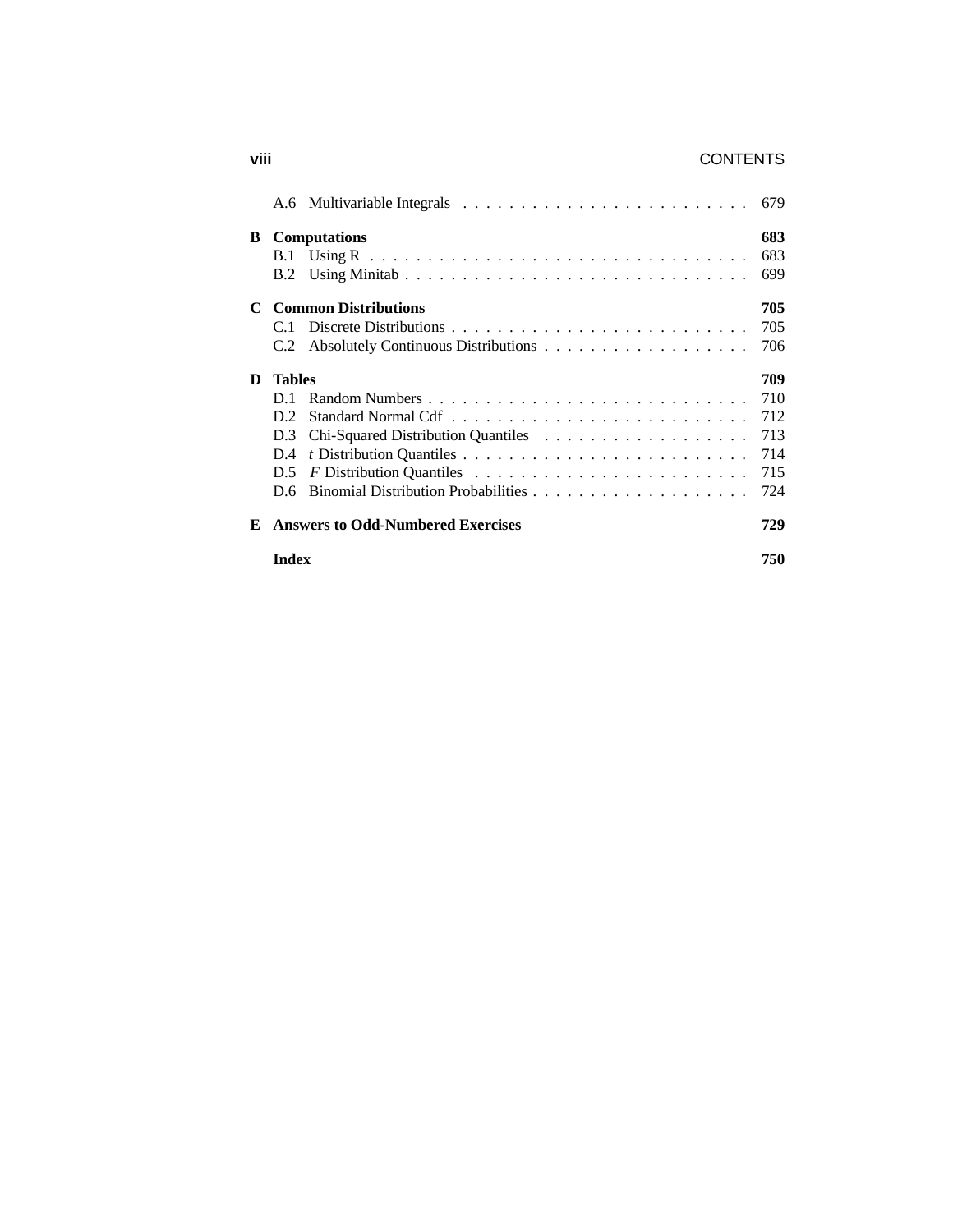A.6 Multivariable Integrals . . . . . . . . . . . . . . . . . . . . . . . . . 679

**B Computations** **683**

B.1 Using R . . . . . . . . . . . . . . . . . . . . . . . . . . . . . . . . . 683

B.2 Using Minitab . . . . . . . . . . . . . . . . . . . . . . . . . . . . . 699

**C Common Distributions** **705**

C.1 Discrete Distributions . . . . . . . . . . . . . . . . . . . . . . . . . 705

C.2 Absolutely Continuous Distributions . . . . . . . . . . . . . . . . . 706

**D Tables** **709**

D.1 Random Numbers . . . . . . . . . . . . . . . . . . . . . . . . . . . 710

D.2 Standard Normal Cdf . . . . . . . . . . . . . . . . . . . . . . . . . 712

D.3 Chi-Squared Distribution Quantiles . . . . . . . . . . . . . . . . . 713

D.4 *t* Distribution Quantiles . . . . . . . . . . . . . . . . . . . . . . . . 714

D.5 *F* Distribution Quantiles . . . . . . . . . . . . . . . . . . . . . . . 715

D.6 Binomial Distribution Probabilities . . . . . . . . . . . . . . . . . . 724

**E Answers to Odd-Numbered Exercises** **729**

**Index** **750**